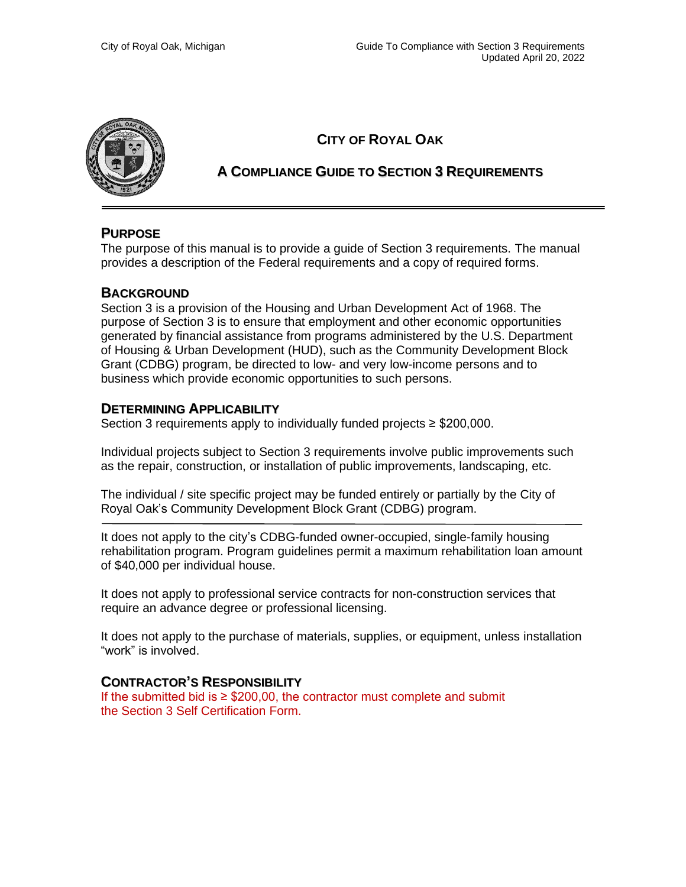# CITY OF ROYAL OAK

## A COMPLIANCE GUIDE TO SECTION 3 REQUIREMENTS

---

### PURPOSE

The purpose of this manual is to provide a guide of Section 3 requirements. The manual provides a description of the Federal requirements and a copy of required forms.

### BACKGROUND

Section 3 is a provision of the Housing and Urban Development Act of 1968. The purpose of Section 3 is to ensure that employment and other economic opportunities generated by financial assistance from programs administered by the U.S. Department of Housing & Urban Development (HUD), such as the Community Development Block Grant (CDBG) program, be directed to low- and very low-income persons and to business which provide economic opportunities to such persons.

### DETERMINING APPLICABILITY

Section 3 requirements apply to individually funded projects ≥ $200,000.

Individual projects subject to Section 3 requirements involve public improvements such as the repair, construction, or installation of public improvements, landscaping, etc.

The individual / site specific project may be funded entirely or partially by the City of Royal Oak's Community Development Block Grant (CDBG) program.

---

It does not apply to the city's CDBG-funded owner-occupied, single-family housing rehabilitation program. Program guidelines permit a maximum rehabilitation loan amount of $40,000 per individual house.

It does not apply to professional service contracts for non-construction services that require an advance degree or professional licensing.

It does not apply to the purchase of materials, supplies, or equipment, unless installation "work" is involved.

### CONTRACTOR'S RESPONSIBILITY

If the submitted bid is ≥ $200,00, the contractor must complete and submit the Section 3 Self Certification Form.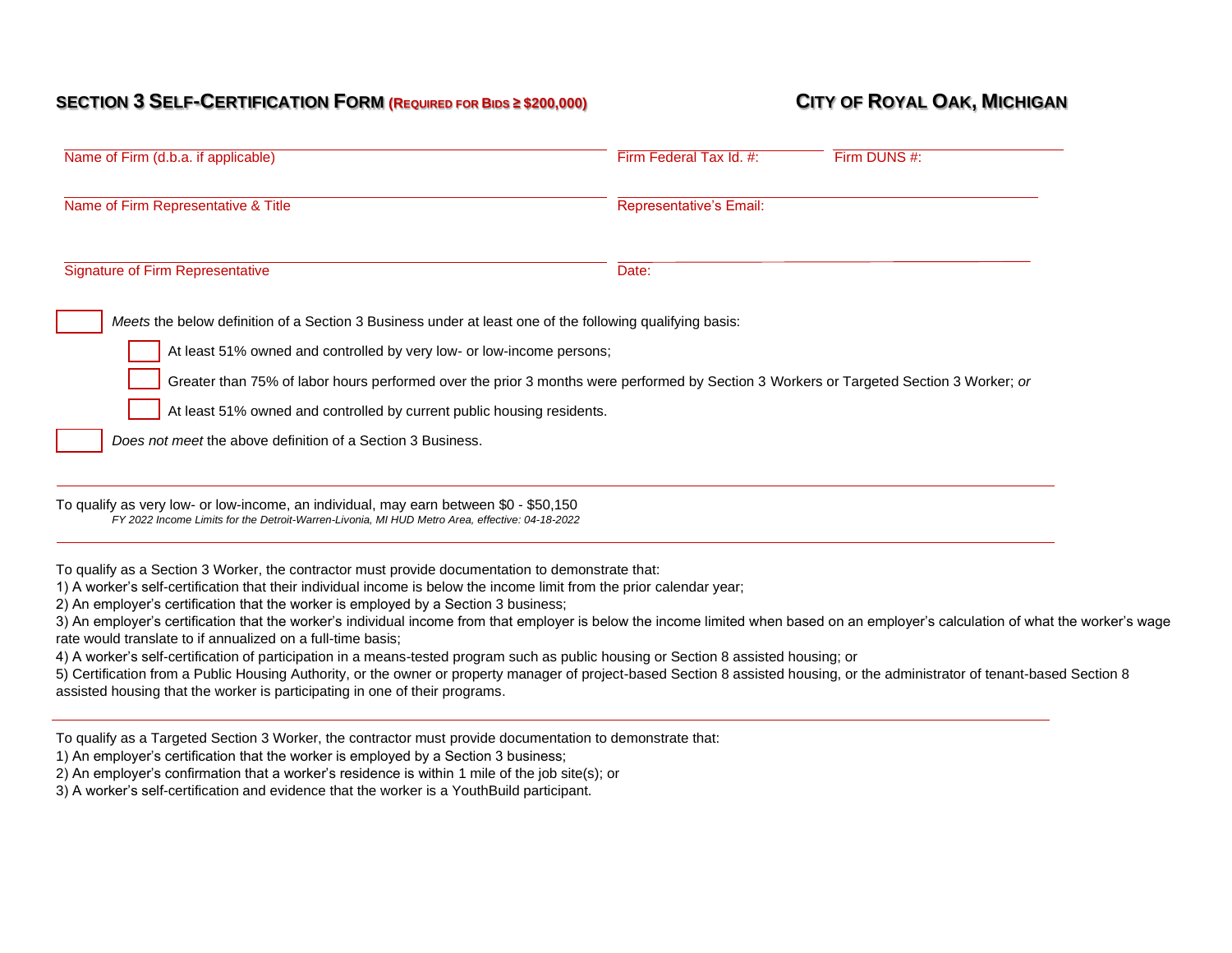## SECTION 3 SELF-CERTIFICATION FORM (REQUIRED FOR BIDS ≥ $200,000) — CITY OF ROYAL OAK, MICHIGAN

Name of Firm (d.b.a. if applicable): ____________________ Firm Federal Tax Id. #: __________ Firm DUNS #: __________

Name of Firm Representative & Title: ____________________ Representative's Email: ____________________

Signature of Firm Representative: ____________________ Date: __________

☐ *Meets* the below definition of a Section 3 Business under at least one of the following qualifying basis:

- ☐ At least 51% owned and controlled by very low- or low-income persons;
- ☐ Greater than 75% of labor hours performed over the prior 3 months were performed by Section 3 Workers or Targeted Section 3 Worker; *or*
- ☐ At least 51% owned and controlled by current public housing residents.

☐ *Does not meet* the above definition of a Section 3 Business.

---

To qualify as very low- or low-income, an individual, may earn between $0 - $50,150

*FY 2022 Income Limits for the Detroit-Warren-Livonia, MI HUD Metro Area, effective: 04-18-2022*

---

To qualify as a Section 3 Worker, the contractor must provide documentation to demonstrate that:

1) A worker's self-certification that their individual income is below the income limit from the prior calendar year;
2) An employer's certification that the worker is employed by a Section 3 business;
3) An employer's certification that the worker's individual income from that employer is below the income limited when based on an employer's calculation of what the worker's wage rate would translate to if annualized on a full-time basis;
4) A worker's self-certification of participation in a means-tested program such as public housing or Section 8 assisted housing; or
5) Certification from a Public Housing Authority, or the owner or property manager of project-based Section 8 assisted housing, or the administrator of tenant-based Section 8 assisted housing that the worker is participating in one of their programs.

---

To qualify as a Targeted Section 3 Worker, the contractor must provide documentation to demonstrate that:

1) An employer's certification that the worker is employed by a Section 3 business;
2) An employer's confirmation that a worker's residence is within 1 mile of the job site(s); or
3) A worker's self-certification and evidence that the worker is a YouthBuild participant.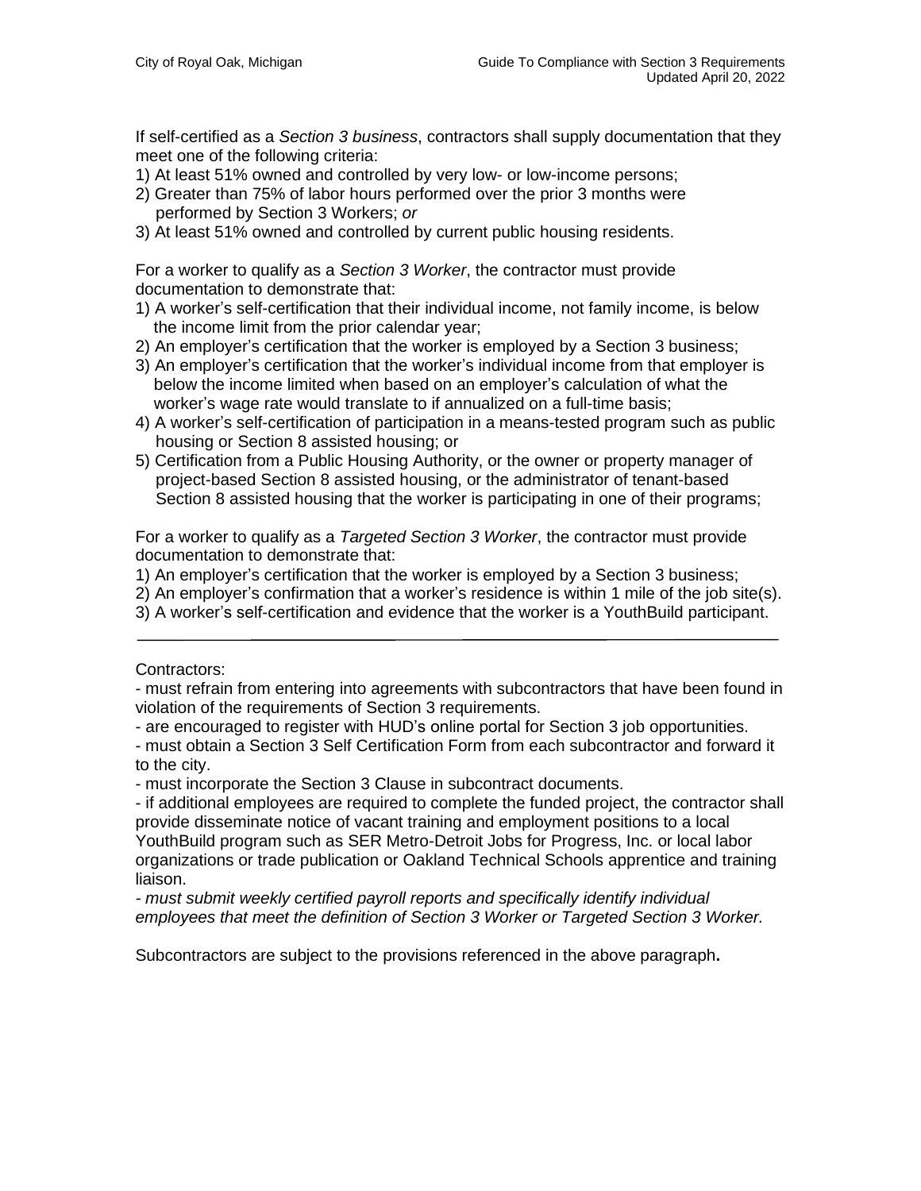If self-certified as a *Section 3 business*, contractors shall supply documentation that they meet one of the following criteria:

1) At least 51% owned and controlled by very low- or low-income persons;
2) Greater than 75% of labor hours performed over the prior 3 months were performed by Section 3 Workers; *or*
3) At least 51% owned and controlled by current public housing residents.

For a worker to qualify as a *Section 3 Worker*, the contractor must provide documentation to demonstrate that:

1) A worker's self-certification that their individual income, not family income, is below the income limit from the prior calendar year;
2) An employer's certification that the worker is employed by a Section 3 business;
3) An employer's certification that the worker's individual income from that employer is below the income limited when based on an employer's calculation of what the worker's wage rate would translate to if annualized on a full-time basis;
4) A worker's self-certification of participation in a means-tested program such as public housing or Section 8 assisted housing; or
5) Certification from a Public Housing Authority, or the owner or property manager of project-based Section 8 assisted housing, or the administrator of tenant-based Section 8 assisted housing that the worker is participating in one of their programs;

For a worker to qualify as a *Targeted Section 3 Worker*, the contractor must provide documentation to demonstrate that:

1) An employer's certification that the worker is employed by a Section 3 business;
2) An employer's confirmation that a worker's residence is within 1 mile of the job site(s).
3) A worker's self-certification and evidence that the worker is a YouthBuild participant.

---

Contractors:

- must refrain from entering into agreements with subcontractors that have been found in violation of the requirements of Section 3 requirements.
- are encouraged to register with HUD's online portal for Section 3 job opportunities.
- must obtain a Section 3 Self Certification Form from each subcontractor and forward it to the city.
- must incorporate the Section 3 Clause in subcontract documents.
- if additional employees are required to complete the funded project, the contractor shall provide disseminate notice of vacant training and employment positions to a local YouthBuild program such as SER Metro-Detroit Jobs for Progress, Inc. or local labor organizations or trade publication or Oakland Technical Schools apprentice and training liaison.
- *must submit weekly certified payroll reports and specifically identify individual employees that meet the definition of Section 3 Worker or Targeted Section 3 Worker.*

Subcontractors are subject to the provisions referenced in the above paragraph.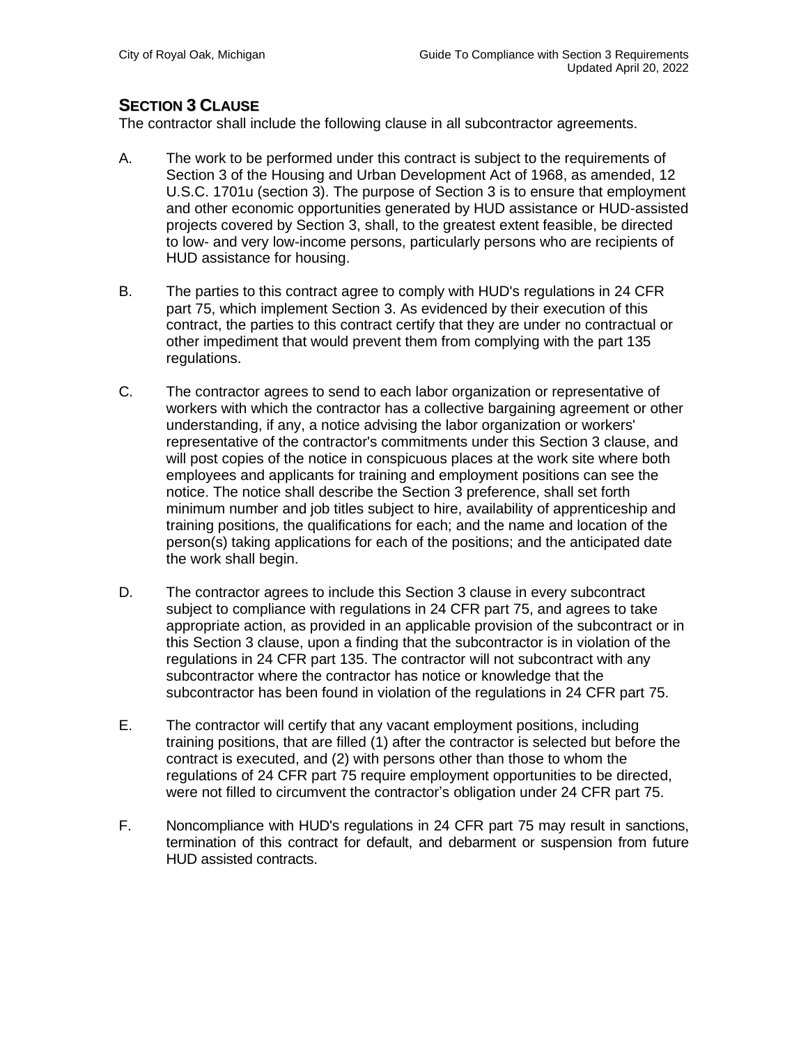## SECTION 3 CLAUSE

The contractor shall include the following clause in all subcontractor agreements.

A. The work to be performed under this contract is subject to the requirements of Section 3 of the Housing and Urban Development Act of 1968, as amended, 12 U.S.C. 1701u (section 3). The purpose of Section 3 is to ensure that employment and other economic opportunities generated by HUD assistance or HUD-assisted projects covered by Section 3, shall, to the greatest extent feasible, be directed to low- and very low-income persons, particularly persons who are recipients of HUD assistance for housing.

B. The parties to this contract agree to comply with HUD's regulations in 24 CFR part 75, which implement Section 3. As evidenced by their execution of this contract, the parties to this contract certify that they are under no contractual or other impediment that would prevent them from complying with the part 135 regulations.

C. The contractor agrees to send to each labor organization or representative of workers with which the contractor has a collective bargaining agreement or other understanding, if any, a notice advising the labor organization or workers' representative of the contractor's commitments under this Section 3 clause, and will post copies of the notice in conspicuous places at the work site where both employees and applicants for training and employment positions can see the notice. The notice shall describe the Section 3 preference, shall set forth minimum number and job titles subject to hire, availability of apprenticeship and training positions, the qualifications for each; and the name and location of the person(s) taking applications for each of the positions; and the anticipated date the work shall begin.

D. The contractor agrees to include this Section 3 clause in every subcontract subject to compliance with regulations in 24 CFR part 75, and agrees to take appropriate action, as provided in an applicable provision of the subcontract or in this Section 3 clause, upon a finding that the subcontractor is in violation of the regulations in 24 CFR part 135. The contractor will not subcontract with any subcontractor where the contractor has notice or knowledge that the subcontractor has been found in violation of the regulations in 24 CFR part 75.

E. The contractor will certify that any vacant employment positions, including training positions, that are filled (1) after the contractor is selected but before the contract is executed, and (2) with persons other than those to whom the regulations of 24 CFR part 75 require employment opportunities to be directed, were not filled to circumvent the contractor's obligation under 24 CFR part 75.

F. Noncompliance with HUD's regulations in 24 CFR part 75 may result in sanctions, termination of this contract for default, and debarment or suspension from future HUD assisted contracts.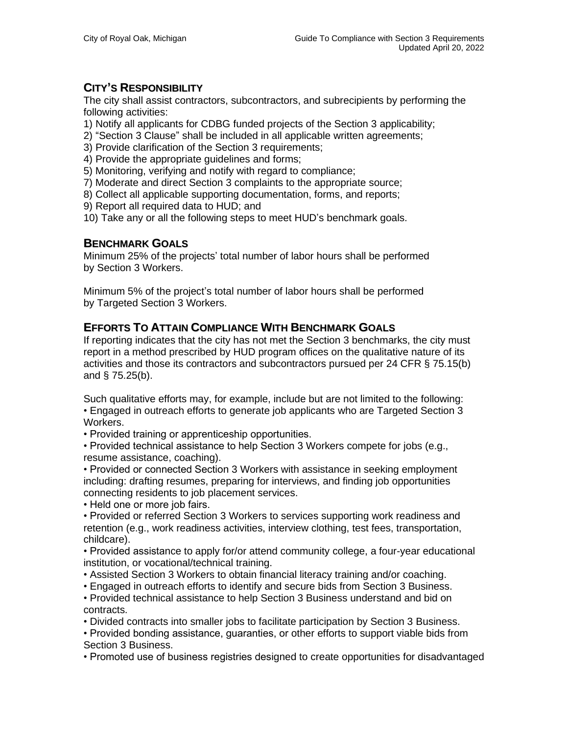## CITY'S RESPONSIBILITY

The city shall assist contractors, subcontractors, and subrecipients by performing the following activities:

1) Notify all applicants for CDBG funded projects of the Section 3 applicability;
2) "Section 3 Clause" shall be included in all applicable written agreements;
3) Provide clarification of the Section 3 requirements;
4) Provide the appropriate guidelines and forms;
5) Monitoring, verifying and notify with regard to compliance;
7) Moderate and direct Section 3 complaints to the appropriate source;
8) Collect all applicable supporting documentation, forms, and reports;
9) Report all required data to HUD; and
10) Take any or all the following steps to meet HUD's benchmark goals.

## BENCHMARK GOALS

Minimum 25% of the projects' total number of labor hours shall be performed by Section 3 Workers.

Minimum 5% of the project's total number of labor hours shall be performed by Targeted Section 3 Workers.

## EFFORTS TO ATTAIN COMPLIANCE WITH BENCHMARK GOALS

If reporting indicates that the city has not met the Section 3 benchmarks, the city must report in a method prescribed by HUD program offices on the qualitative nature of its activities and those its contractors and subcontractors pursued per 24 CFR § 75.15(b) and § 75.25(b).

Such qualitative efforts may, for example, include but are not limited to the following:

- Engaged in outreach efforts to generate job applicants who are Targeted Section 3 Workers.
- Provided training or apprenticeship opportunities.
- Provided technical assistance to help Section 3 Workers compete for jobs (e.g., resume assistance, coaching).
- Provided or connected Section 3 Workers with assistance in seeking employment including: drafting resumes, preparing for interviews, and finding job opportunities connecting residents to job placement services.
- Held one or more job fairs.
- Provided or referred Section 3 Workers to services supporting work readiness and retention (e.g., work readiness activities, interview clothing, test fees, transportation, childcare).
- Provided assistance to apply for/or attend community college, a four-year educational institution, or vocational/technical training.
- Assisted Section 3 Workers to obtain financial literacy training and/or coaching.
- Engaged in outreach efforts to identify and secure bids from Section 3 Business.
- Provided technical assistance to help Section 3 Business understand and bid on contracts.
- Divided contracts into smaller jobs to facilitate participation by Section 3 Business.
- Provided bonding assistance, guaranties, or other efforts to support viable bids from Section 3 Business.
- Promoted use of business registries designed to create opportunities for disadvantaged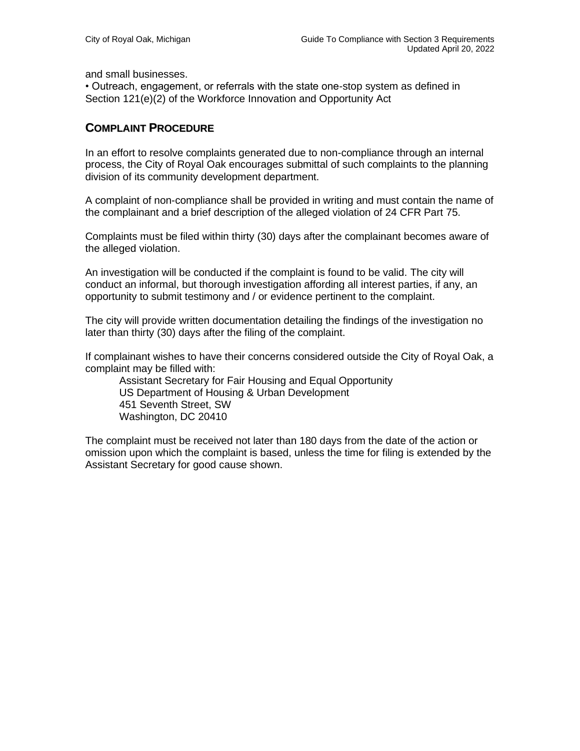and small businesses.

• Outreach, engagement, or referrals with the state one-stop system as defined in Section 121(e)(2) of the Workforce Innovation and Opportunity Act

## COMPLAINT PROCEDURE

In an effort to resolve complaints generated due to non-compliance through an internal process, the City of Royal Oak encourages submittal of such complaints to the planning division of its community development department.

A complaint of non-compliance shall be provided in writing and must contain the name of the complainant and a brief description of the alleged violation of 24 CFR Part 75.

Complaints must be filed within thirty (30) days after the complainant becomes aware of the alleged violation.

An investigation will be conducted if the complaint is found to be valid. The city will conduct an informal, but thorough investigation affording all interest parties, if any, an opportunity to submit testimony and / or evidence pertinent to the complaint.

The city will provide written documentation detailing the findings of the investigation no later than thirty (30) days after the filing of the complaint.

If complainant wishes to have their concerns considered outside the City of Royal Oak, a complaint may be filled with:

Assistant Secretary for Fair Housing and Equal Opportunity
US Department of Housing & Urban Development
451 Seventh Street, SW
Washington, DC 20410

The complaint must be received not later than 180 days from the date of the action or omission upon which the complaint is based, unless the time for filing is extended by the Assistant Secretary for good cause shown.